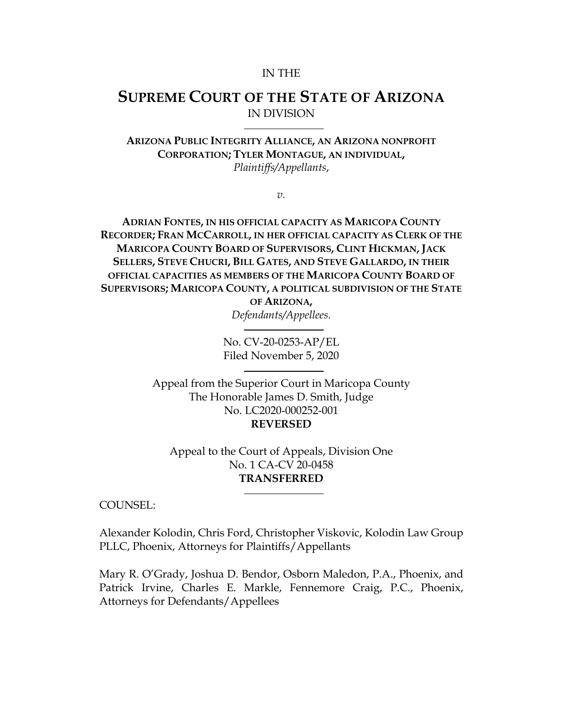IN THE

# SUPREME COURT OF THE STATE OF ARIZONA

IN DIVISION

---

**ARIZONA PUBLIC INTEGRITY ALLIANCE, AN ARIZONA NONPROFIT CORPORATION; TYLER MONTAGUE, AN INDIVIDUAL,**
*Plaintiffs/Appellants*,

*v.*

**ADRIAN FONTES, IN HIS OFFICIAL CAPACITY AS MARICOPA COUNTY RECORDER; FRAN MCCARROLL, IN HER OFFICIAL CAPACITY AS CLERK OF THE MARICOPA COUNTY BOARD OF SUPERVISORS, CLINT HICKMAN, JACK SELLERS, STEVE CHUCRI, BILL GATES, AND STEVE GALLARDO, IN THEIR OFFICIAL CAPACITIES AS MEMBERS OF THE MARICOPA COUNTY BOARD OF SUPERVISORS; MARICOPA COUNTY, A POLITICAL SUBDIVISION OF THE STATE OF ARIZONA,**
*Defendants/Appellees.*

---

No. CV-20-0253-AP/EL
Filed November 5, 2020

---

Appeal from the Superior Court in Maricopa County
The Honorable James D. Smith, Judge
No. LC2020-000252-001
**REVERSED**

Appeal to the Court of Appeals, Division One
No. 1 CA-CV 20-0458
**TRANSFERRED**

---

COUNSEL:

Alexander Kolodin, Chris Ford, Christopher Viskovic, Kolodin Law Group PLLC, Phoenix, Attorneys for Plaintiffs/Appellants

Mary R. O'Grady, Joshua D. Bendor, Osborn Maledon, P.A., Phoenix, and Patrick Irvine, Charles E. Markle, Fennemore Craig, P.C., Phoenix, Attorneys for Defendants/Appellees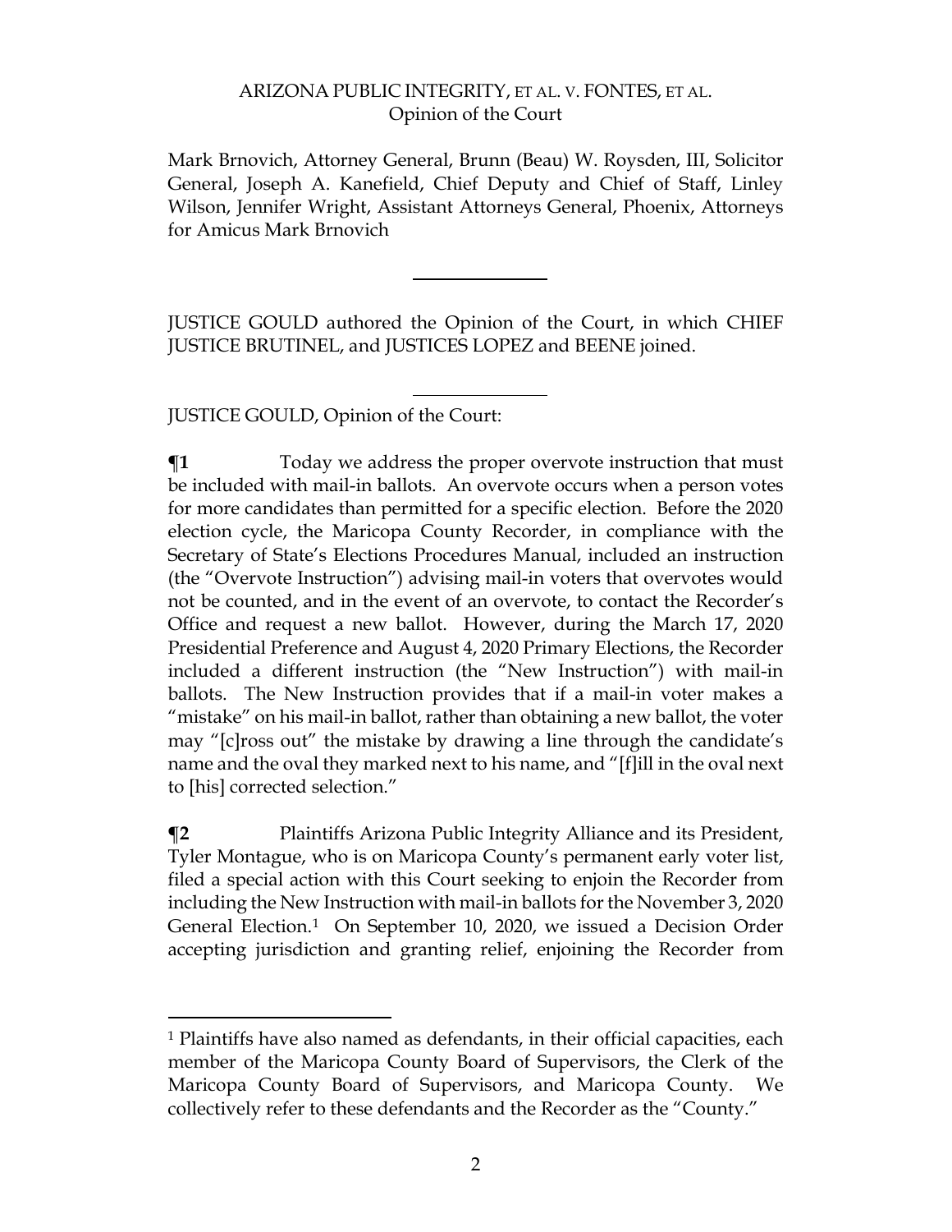Mark Brnovich, Attorney General, Brunn (Beau) W. Roysden, III, Solicitor General, Joseph A. Kanefield, Chief Deputy and Chief of Staff, Linley Wilson, Jennifer Wright, Assistant Attorneys General, Phoenix, Attorneys for Amicus Mark Brnovich

---

JUSTICE GOULD authored the Opinion of the Court, in which CHIEF JUSTICE BRUTINEL, and JUSTICES LOPEZ and BEENE joined.

---

JUSTICE GOULD, Opinion of the Court:

**¶1** Today we address the proper overvote instruction that must be included with mail-in ballots. An overvote occurs when a person votes for more candidates than permitted for a specific election. Before the 2020 election cycle, the Maricopa County Recorder, in compliance with the Secretary of State's Elections Procedures Manual, included an instruction (the "Overvote Instruction") advising mail-in voters that overvotes would not be counted, and in the event of an overvote, to contact the Recorder's Office and request a new ballot. However, during the March 17, 2020 Presidential Preference and August 4, 2020 Primary Elections, the Recorder included a different instruction (the "New Instruction") with mail-in ballots. The New Instruction provides that if a mail-in voter makes a "mistake" on his mail-in ballot, rather than obtaining a new ballot, the voter may "[c]ross out" the mistake by drawing a line through the candidate's name and the oval they marked next to his name, and "[f]ill in the oval next to [his] corrected selection."

**¶2** Plaintiffs Arizona Public Integrity Alliance and its President, Tyler Montague, who is on Maricopa County's permanent early voter list, filed a special action with this Court seeking to enjoin the Recorder from including the New Instruction with mail-in ballots for the November 3, 2020 General Election.[1] On September 10, 2020, we issued a Decision Order accepting jurisdiction and granting relief, enjoining the Recorder from

---

[1] Plaintiffs have also named as defendants, in their official capacities, each member of the Maricopa County Board of Supervisors, the Clerk of the Maricopa County Board of Supervisors, and Maricopa County. We collectively refer to these defendants and the Recorder as the "County."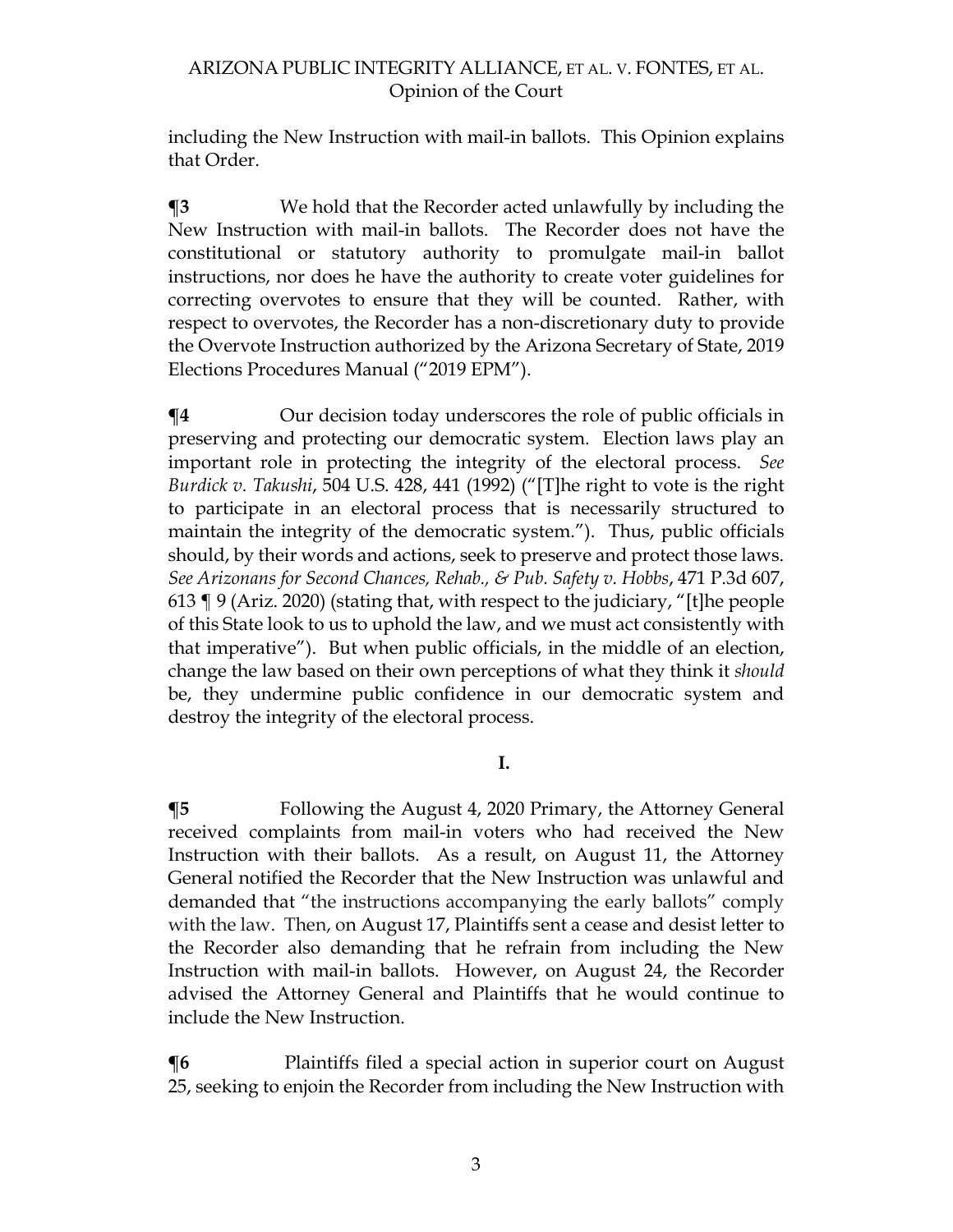including the New Instruction with mail-in ballots. This Opinion explains that Order.

**¶3** We hold that the Recorder acted unlawfully by including the New Instruction with mail-in ballots. The Recorder does not have the constitutional or statutory authority to promulgate mail-in ballot instructions, nor does he have the authority to create voter guidelines for correcting overvotes to ensure that they will be counted. Rather, with respect to overvotes, the Recorder has a non-discretionary duty to provide the Overvote Instruction authorized by the Arizona Secretary of State, 2019 Elections Procedures Manual ("2019 EPM").

**¶4** Our decision today underscores the role of public officials in preserving and protecting our democratic system. Election laws play an important role in protecting the integrity of the electoral process. *See Burdick v. Takushi*, 504 U.S. 428, 441 (1992) ("[T]he right to vote is the right to participate in an electoral process that is necessarily structured to maintain the integrity of the democratic system."). Thus, public officials should, by their words and actions, seek to preserve and protect those laws. *See Arizonans for Second Chances, Rehab., & Pub. Safety v. Hobbs*, 471 P.3d 607, 613 ¶ 9 (Ariz. 2020) (stating that, with respect to the judiciary, "[t]he people of this State look to us to uphold the law, and we must act consistently with that imperative"). But when public officials, in the middle of an election, change the law based on their own perceptions of what they think it *should* be, they undermine public confidence in our democratic system and destroy the integrity of the electoral process.

## I.

**¶5** Following the August 4, 2020 Primary, the Attorney General received complaints from mail-in voters who had received the New Instruction with their ballots. As a result, on August 11, the Attorney General notified the Recorder that the New Instruction was unlawful and demanded that "the instructions accompanying the early ballots" comply with the law. Then, on August 17, Plaintiffs sent a cease and desist letter to the Recorder also demanding that he refrain from including the New Instruction with mail-in ballots. However, on August 24, the Recorder advised the Attorney General and Plaintiffs that he would continue to include the New Instruction.

**¶6** Plaintiffs filed a special action in superior court on August 25, seeking to enjoin the Recorder from including the New Instruction with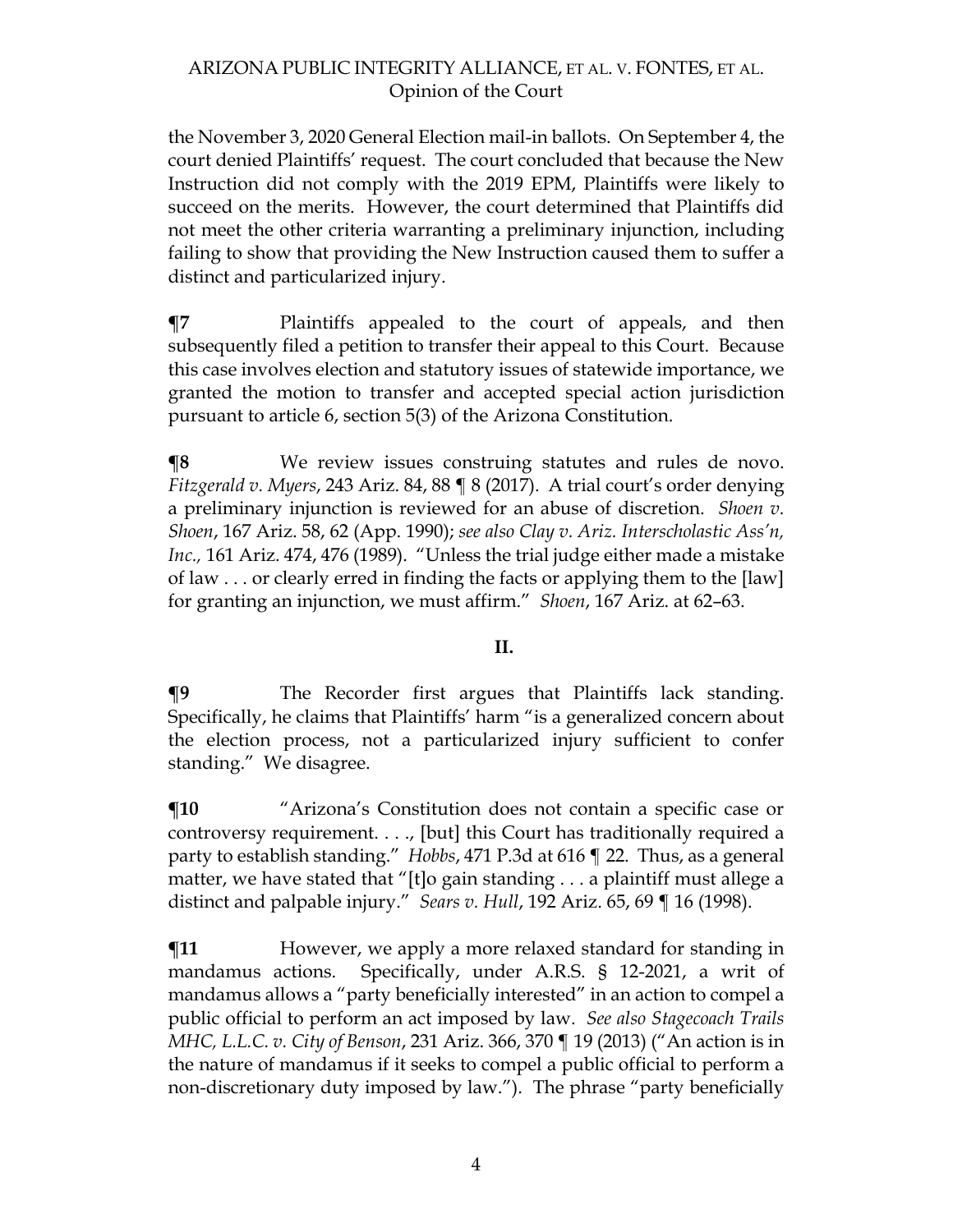the November 3, 2020 General Election mail-in ballots. On September 4, the court denied Plaintiffs' request. The court concluded that because the New Instruction did not comply with the 2019 EPM, Plaintiffs were likely to succeed on the merits. However, the court determined that Plaintiffs did not meet the other criteria warranting a preliminary injunction, including failing to show that providing the New Instruction caused them to suffer a distinct and particularized injury.

**¶7** Plaintiffs appealed to the court of appeals, and then subsequently filed a petition to transfer their appeal to this Court. Because this case involves election and statutory issues of statewide importance, we granted the motion to transfer and accepted special action jurisdiction pursuant to article 6, section 5(3) of the Arizona Constitution.

**¶8** We review issues construing statutes and rules de novo. *Fitzgerald v. Myers*, 243 Ariz. 84, 88 ¶ 8 (2017). A trial court's order denying a preliminary injunction is reviewed for an abuse of discretion. *Shoen v. Shoen*, 167 Ariz. 58, 62 (App. 1990); *see also Clay v. Ariz. Interscholastic Ass'n, Inc.,* 161 Ariz. 474, 476 (1989). "Unless the trial judge either made a mistake of law . . . or clearly erred in finding the facts or applying them to the [law] for granting an injunction, we must affirm." *Shoen*, 167 Ariz. at 62–63.

## II.

**¶9** The Recorder first argues that Plaintiffs lack standing. Specifically, he claims that Plaintiffs' harm "is a generalized concern about the election process, not a particularized injury sufficient to confer standing." We disagree.

**¶10** "Arizona's Constitution does not contain a specific case or controversy requirement. . . ., [but] this Court has traditionally required a party to establish standing." *Hobbs*, 471 P.3d at 616 ¶ 22. Thus, as a general matter, we have stated that "[t]o gain standing . . . a plaintiff must allege a distinct and palpable injury." *Sears v. Hull*, 192 Ariz. 65, 69 ¶ 16 (1998).

**¶11** However, we apply a more relaxed standard for standing in mandamus actions. Specifically, under A.R.S. § 12-2021, a writ of mandamus allows a "party beneficially interested" in an action to compel a public official to perform an act imposed by law. *See also Stagecoach Trails MHC, L.L.C. v. City of Benson*, 231 Ariz. 366, 370 ¶ 19 (2013) ("An action is in the nature of mandamus if it seeks to compel a public official to perform a non-discretionary duty imposed by law."). The phrase "party beneficially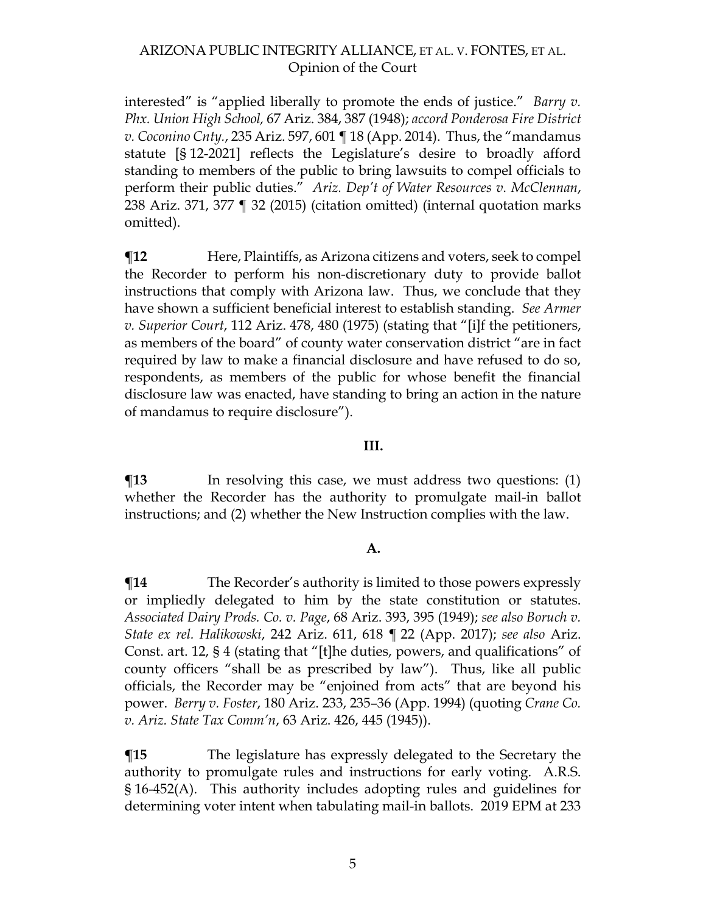interested" is "applied liberally to promote the ends of justice." *Barry v. Phx. Union High School,* 67 Ariz. 384, 387 (1948); *accord Ponderosa Fire District v. Coconino Cnty.*, 235 Ariz. 597, 601 ¶ 18 (App. 2014). Thus, the "mandamus statute [§ 12-2021] reflects the Legislature's desire to broadly afford standing to members of the public to bring lawsuits to compel officials to perform their public duties." *Ariz. Dep't of Water Resources v. McClennan*, 238 Ariz. 371, 377 ¶ 32 (2015) (citation omitted) (internal quotation marks omitted).

**¶12** Here, Plaintiffs, as Arizona citizens and voters, seek to compel the Recorder to perform his non-discretionary duty to provide ballot instructions that comply with Arizona law. Thus, we conclude that they have shown a sufficient beneficial interest to establish standing. *See Armer v. Superior Court*, 112 Ariz. 478, 480 (1975) (stating that "[i]f the petitioners, as members of the board" of county water conservation district "are in fact required by law to make a financial disclosure and have refused to do so, respondents, as members of the public for whose benefit the financial disclosure law was enacted, have standing to bring an action in the nature of mandamus to require disclosure").

### III.

**¶13** In resolving this case, we must address two questions: (1) whether the Recorder has the authority to promulgate mail-in ballot instructions; and (2) whether the New Instruction complies with the law.

### A.

**¶14** The Recorder's authority is limited to those powers expressly or impliedly delegated to him by the state constitution or statutes. *Associated Dairy Prods. Co. v. Page*, 68 Ariz. 393, 395 (1949); *see also Boruch v. State ex rel. Halikowski*, 242 Ariz. 611, 618 ¶ 22 (App. 2017); *see also* Ariz. Const. art. 12, § 4 (stating that "[t]he duties, powers, and qualifications" of county officers "shall be as prescribed by law"). Thus, like all public officials, the Recorder may be "enjoined from acts" that are beyond his power. *Berry v. Foster*, 180 Ariz. 233, 235–36 (App. 1994) (quoting *Crane Co. v. Ariz. State Tax Comm'n*, 63 Ariz. 426, 445 (1945)).

**¶15** The legislature has expressly delegated to the Secretary the authority to promulgate rules and instructions for early voting. A.R.S. § 16-452(A). This authority includes adopting rules and guidelines for determining voter intent when tabulating mail-in ballots. 2019 EPM at 233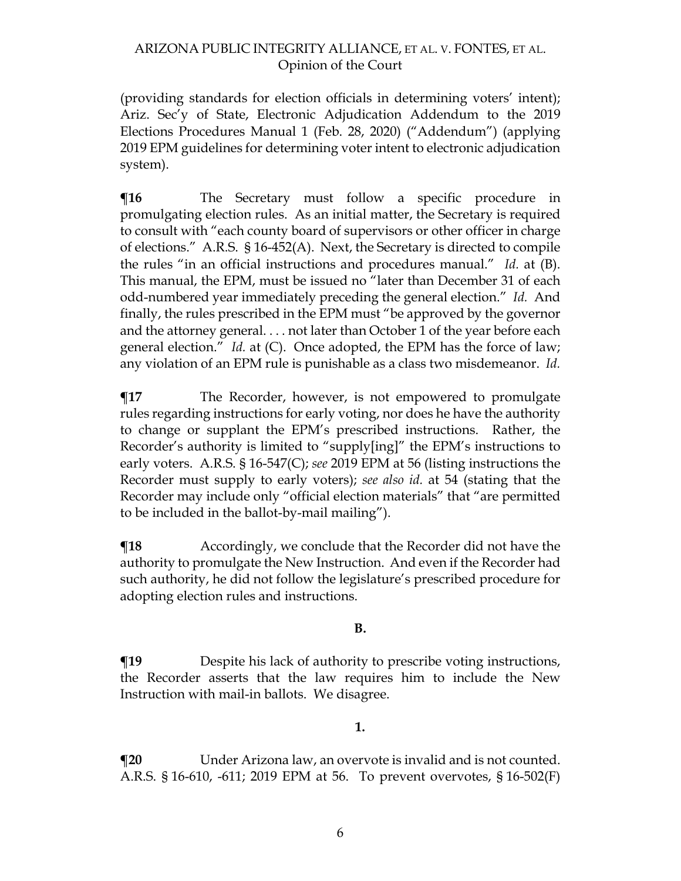(providing standards for election officials in determining voters' intent); Ariz. Sec'y of State, Electronic Adjudication Addendum to the 2019 Elections Procedures Manual 1 (Feb. 28, 2020) ("Addendum") (applying 2019 EPM guidelines for determining voter intent to electronic adjudication system).

**¶16** The Secretary must follow a specific procedure in promulgating election rules. As an initial matter, the Secretary is required to consult with "each county board of supervisors or other officer in charge of elections." A.R.S. § 16-452(A). Next, the Secretary is directed to compile the rules "in an official instructions and procedures manual." *Id.* at (B). This manual, the EPM, must be issued no "later than December 31 of each odd-numbered year immediately preceding the general election." *Id.* And finally, the rules prescribed in the EPM must "be approved by the governor and the attorney general. . . . not later than October 1 of the year before each general election." *Id.* at (C). Once adopted, the EPM has the force of law; any violation of an EPM rule is punishable as a class two misdemeanor. *Id.*

**¶17** The Recorder, however, is not empowered to promulgate rules regarding instructions for early voting, nor does he have the authority to change or supplant the EPM's prescribed instructions. Rather, the Recorder's authority is limited to "supply[ing]" the EPM's instructions to early voters. A.R.S. § 16-547(C); *see* 2019 EPM at 56 (listing instructions the Recorder must supply to early voters); *see also id.* at 54 (stating that the Recorder may include only "official election materials" that "are permitted to be included in the ballot-by-mail mailing").

**¶18** Accordingly, we conclude that the Recorder did not have the authority to promulgate the New Instruction. And even if the Recorder had such authority, he did not follow the legislature's prescribed procedure for adopting election rules and instructions.

### B.

**¶19** Despite his lack of authority to prescribe voting instructions, the Recorder asserts that the law requires him to include the New Instruction with mail-in ballots. We disagree.

#### 1.

**¶20** Under Arizona law, an overvote is invalid and is not counted. A.R.S. § 16-610, -611; 2019 EPM at 56. To prevent overvotes, § 16-502(F)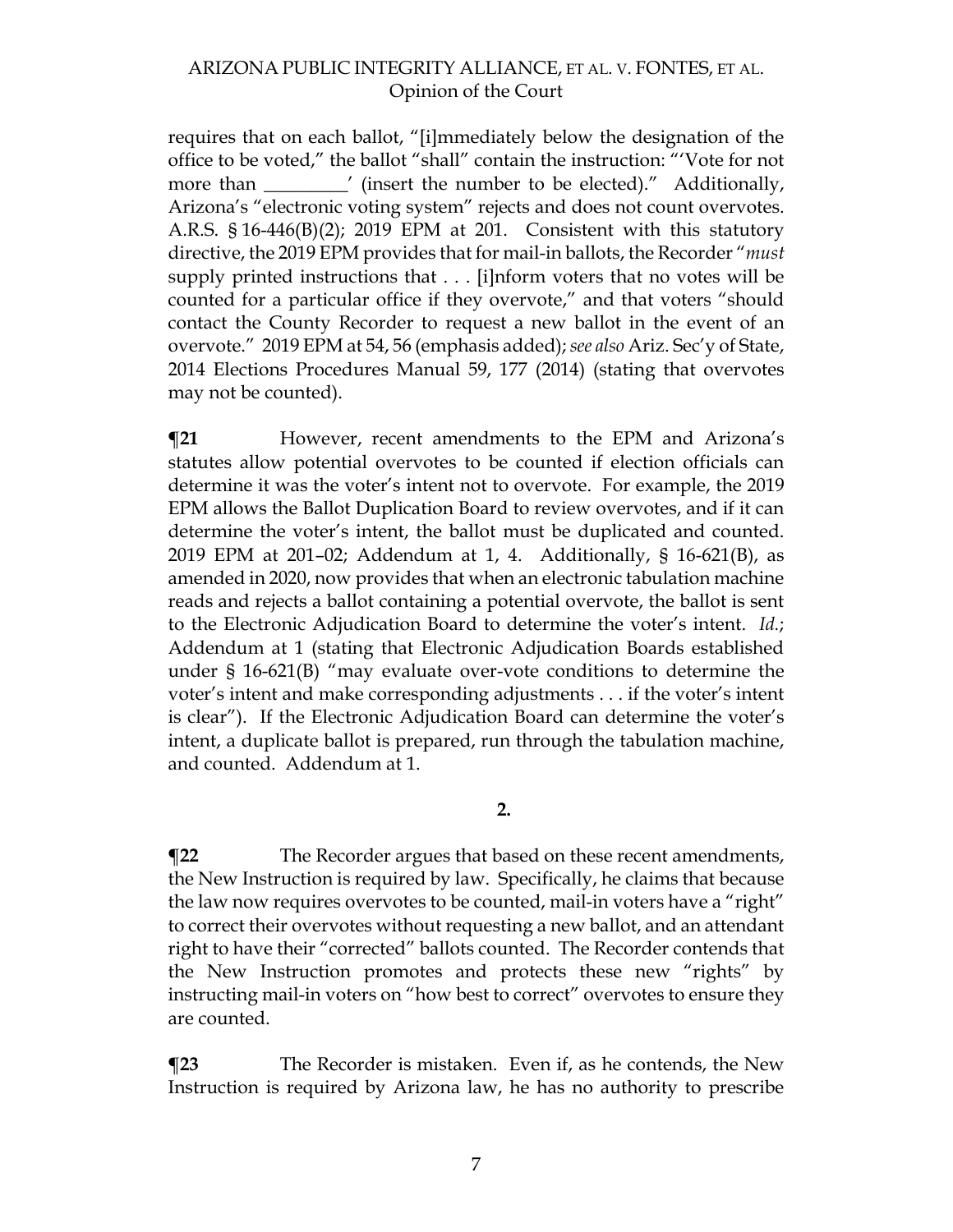requires that on each ballot, "[i]mmediately below the designation of the office to be voted," the ballot "shall" contain the instruction: "'Vote for not more than _________' (insert the number to be elected)." Additionally, Arizona's "electronic voting system" rejects and does not count overvotes. A.R.S. § 16-446(B)(2); 2019 EPM at 201. Consistent with this statutory directive, the 2019 EPM provides that for mail-in ballots, the Recorder "*must* supply printed instructions that . . . [i]nform voters that no votes will be counted for a particular office if they overvote," and that voters "should contact the County Recorder to request a new ballot in the event of an overvote." 2019 EPM at 54, 56 (emphasis added); *see also* Ariz. Sec'y of State, 2014 Elections Procedures Manual 59, 177 (2014) (stating that overvotes may not be counted).

**¶21** However, recent amendments to the EPM and Arizona's statutes allow potential overvotes to be counted if election officials can determine it was the voter's intent not to overvote. For example, the 2019 EPM allows the Ballot Duplication Board to review overvotes, and if it can determine the voter's intent, the ballot must be duplicated and counted. 2019 EPM at 201–02; Addendum at 1, 4. Additionally, § 16-621(B), as amended in 2020, now provides that when an electronic tabulation machine reads and rejects a ballot containing a potential overvote, the ballot is sent to the Electronic Adjudication Board to determine the voter's intent. *Id.*; Addendum at 1 (stating that Electronic Adjudication Boards established under § 16-621(B) "may evaluate over-vote conditions to determine the voter's intent and make corresponding adjustments . . . if the voter's intent is clear"). If the Electronic Adjudication Board can determine the voter's intent, a duplicate ballot is prepared, run through the tabulation machine, and counted. Addendum at 1.

**2.**

**¶22** The Recorder argues that based on these recent amendments, the New Instruction is required by law. Specifically, he claims that because the law now requires overvotes to be counted, mail-in voters have a "right" to correct their overvotes without requesting a new ballot, and an attendant right to have their "corrected" ballots counted. The Recorder contends that the New Instruction promotes and protects these new "rights" by instructing mail-in voters on "how best to correct" overvotes to ensure they are counted.

**¶23** The Recorder is mistaken. Even if, as he contends, the New Instruction is required by Arizona law, he has no authority to prescribe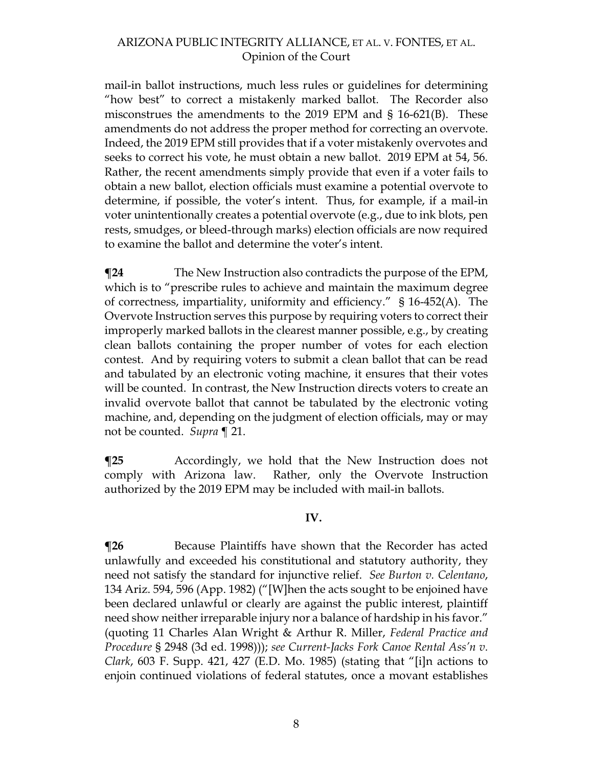mail-in ballot instructions, much less rules or guidelines for determining "how best" to correct a mistakenly marked ballot. The Recorder also misconstrues the amendments to the 2019 EPM and § 16-621(B). These amendments do not address the proper method for correcting an overvote. Indeed, the 2019 EPM still provides that if a voter mistakenly overvotes and seeks to correct his vote, he must obtain a new ballot. 2019 EPM at 54, 56. Rather, the recent amendments simply provide that even if a voter fails to obtain a new ballot, election officials must examine a potential overvote to determine, if possible, the voter's intent. Thus, for example, if a mail-in voter unintentionally creates a potential overvote (e.g., due to ink blots, pen rests, smudges, or bleed-through marks) election officials are now required to examine the ballot and determine the voter's intent.

**¶24** The New Instruction also contradicts the purpose of the EPM, which is to "prescribe rules to achieve and maintain the maximum degree of correctness, impartiality, uniformity and efficiency." § 16-452(A). The Overvote Instruction serves this purpose by requiring voters to correct their improperly marked ballots in the clearest manner possible, e.g., by creating clean ballots containing the proper number of votes for each election contest. And by requiring voters to submit a clean ballot that can be read and tabulated by an electronic voting machine, it ensures that their votes will be counted. In contrast, the New Instruction directs voters to create an invalid overvote ballot that cannot be tabulated by the electronic voting machine, and, depending on the judgment of election officials, may or may not be counted. *Supra* ¶ 21.

**¶25** Accordingly, we hold that the New Instruction does not comply with Arizona law. Rather, only the Overvote Instruction authorized by the 2019 EPM may be included with mail-in ballots.

## IV.

**¶26** Because Plaintiffs have shown that the Recorder has acted unlawfully and exceeded his constitutional and statutory authority, they need not satisfy the standard for injunctive relief. *See Burton v. Celentano*, 134 Ariz. 594, 596 (App. 1982) ("[W]hen the acts sought to be enjoined have been declared unlawful or clearly are against the public interest, plaintiff need show neither irreparable injury nor a balance of hardship in his favor." (quoting 11 Charles Alan Wright & Arthur R. Miller, *Federal Practice and Procedure* § 2948 (3d ed. 1998))); *see Current-Jacks Fork Canoe Rental Ass'n v. Clark*, 603 F. Supp. 421, 427 (E.D. Mo. 1985) (stating that "[i]n actions to enjoin continued violations of federal statutes, once a movant establishes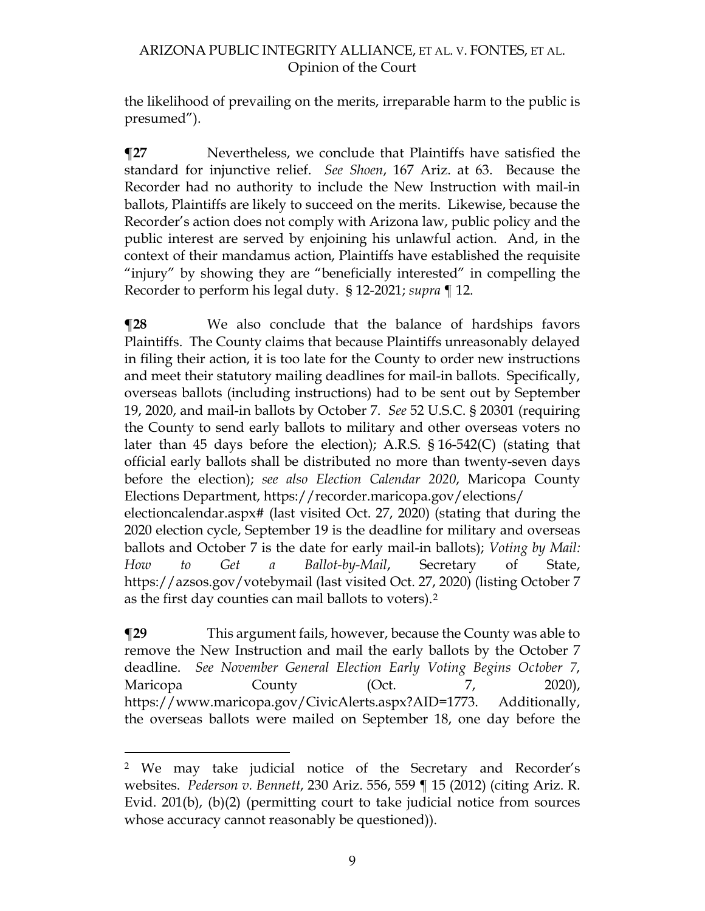the likelihood of prevailing on the merits, irreparable harm to the public is presumed").

**¶27** Nevertheless, we conclude that Plaintiffs have satisfied the standard for injunctive relief. *See Shoen*, 167 Ariz. at 63. Because the Recorder had no authority to include the New Instruction with mail-in ballots, Plaintiffs are likely to succeed on the merits. Likewise, because the Recorder's action does not comply with Arizona law, public policy and the public interest are served by enjoining his unlawful action. And, in the context of their mandamus action, Plaintiffs have established the requisite "injury" by showing they are "beneficially interested" in compelling the Recorder to perform his legal duty. § 12-2021; *supra* ¶ 12.

**¶28** We also conclude that the balance of hardships favors Plaintiffs. The County claims that because Plaintiffs unreasonably delayed in filing their action, it is too late for the County to order new instructions and meet their statutory mailing deadlines for mail-in ballots. Specifically, overseas ballots (including instructions) had to be sent out by September 19, 2020, and mail-in ballots by October 7. *See* 52 U.S.C. § 20301 (requiring the County to send early ballots to military and other overseas voters no later than 45 days before the election); A.R.S. § 16-542(C) (stating that official early ballots shall be distributed no more than twenty-seven days before the election); *see also Election Calendar 2020*, Maricopa County Elections Department, https://recorder.maricopa.gov/elections/electioncalendar.aspx# (last visited Oct. 27, 2020) (stating that during the 2020 election cycle, September 19 is the deadline for military and overseas ballots and October 7 is the date for early mail-in ballots); *Voting by Mail: How to Get a Ballot-by-Mail*, Secretary of State, https://azsos.gov/votebymail (last visited Oct. 27, 2020) (listing October 7 as the first day counties can mail ballots to voters).[2]

**¶29** This argument fails, however, because the County was able to remove the New Instruction and mail the early ballots by the October 7 deadline. *See November General Election Early Voting Begins October 7*, Maricopa County (Oct. 7, 2020), https://www.maricopa.gov/CivicAlerts.aspx?AID=1773. Additionally, the overseas ballots were mailed on September 18, one day before the

---

[2] We may take judicial notice of the Secretary and Recorder's websites. *Pederson v. Bennett*, 230 Ariz. 556, 559 ¶ 15 (2012) (citing Ariz. R. Evid. 201(b), (b)(2) (permitting court to take judicial notice from sources whose accuracy cannot reasonably be questioned)).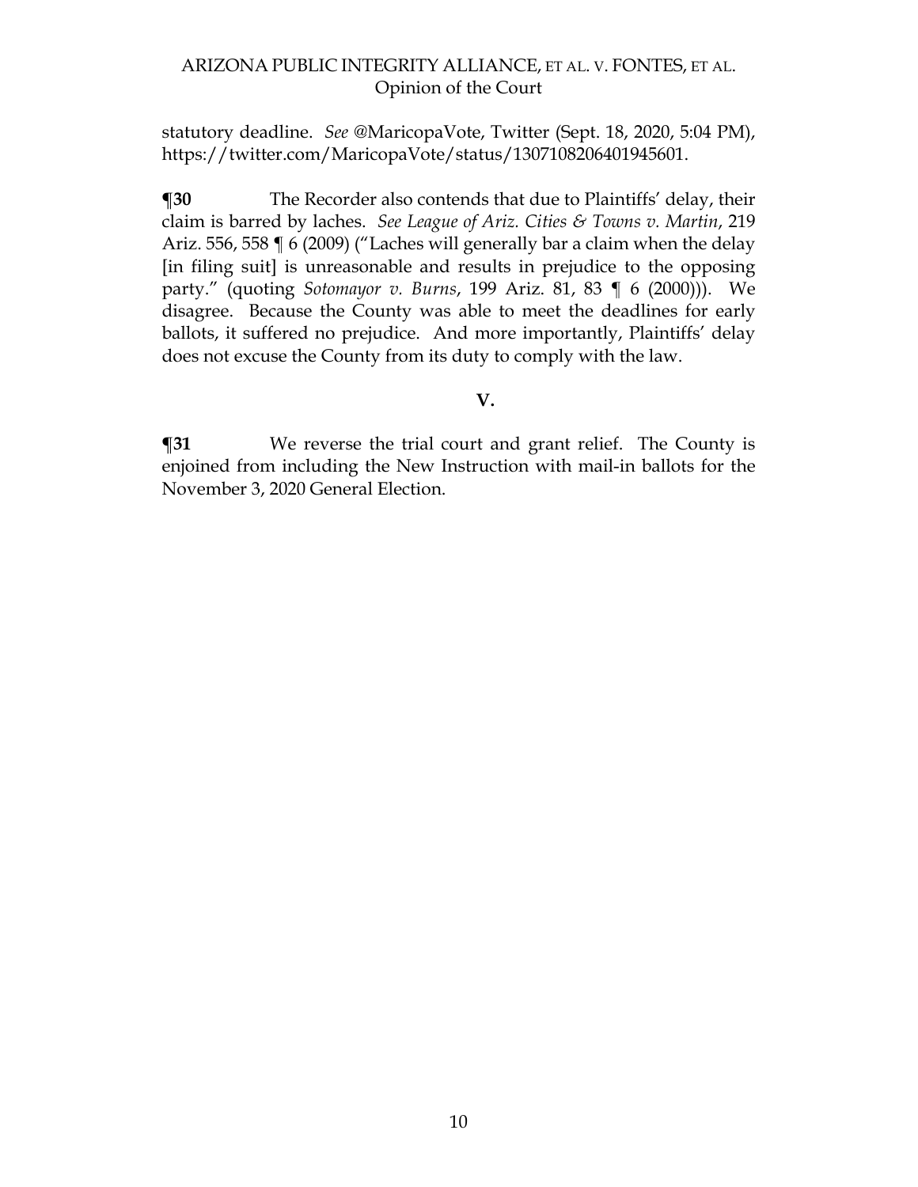statutory deadline. *See* @MaricopaVote, Twitter (Sept. 18, 2020, 5:04 PM), https://twitter.com/MaricopaVote/status/1307108206401945601.

**¶30** The Recorder also contends that due to Plaintiffs' delay, their claim is barred by laches. *See League of Ariz. Cities & Towns v. Martin*, 219 Ariz. 556, 558 ¶ 6 (2009) ("Laches will generally bar a claim when the delay [in filing suit] is unreasonable and results in prejudice to the opposing party." (quoting *Sotomayor v. Burns*, 199 Ariz. 81, 83 ¶ 6 (2000))). We disagree. Because the County was able to meet the deadlines for early ballots, it suffered no prejudice. And more importantly, Plaintiffs' delay does not excuse the County from its duty to comply with the law.

## V.

**¶31** We reverse the trial court and grant relief. The County is enjoined from including the New Instruction with mail-in ballots for the November 3, 2020 General Election.